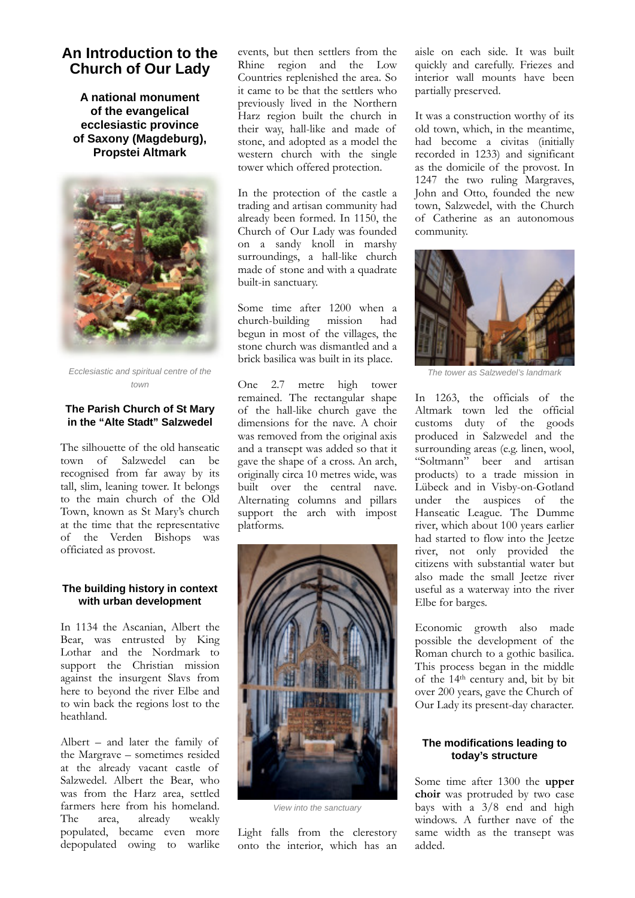# An Introduction to the Church of Our Lady

**A national monument of the evangelical ecclesiastic province of Saxony (Magdeburg), Propstei Altmark**

*Ecclesiastic and spiritual centre of the town*

### The Parish Church of St Mary in the "Alte Stadt" Salzwedel

The silhouette of the old hanseatic town of Salzwedel can be recognised from far away by its tall, slim, leaning tower. It belongs to the main church of the Old Town, known as St Mary's church at the time that the representative of the Verden Bishops was officiated as provost.

### The building history in context with urban development

In 1134 the Ascanian, Albert the Bear, was entrusted by King Lothar and the Nordmark to support the Christian mission against the insurgent Slavs from here to beyond the river Elbe and to win back the regions lost to the heathland.

Albert – and later the family of the Margrave – sometimes resided at the already vacant castle of Salzwedel. Albert the Bear, who was from the Harz area, settled farmers here from his homeland. The area, already weakly populated, became even more depopulated owing to warlike events, but then settlers from the Rhine region and the Low Countries replenished the area. So it came to be that the settlers who previously lived in the Northern Harz region built the church in their way, hall-like and made of stone, and adopted as a model the western church with the single tower which offered protection.

In the protection of the castle a trading and artisan community had already been formed. In 1150, the Church of Our Lady was founded on a sandy knoll in marshy surroundings, a hall-like church made of stone and with a quadrate built-in sanctuary.

Some time after 1200 when a church-building mission had begun in most of the villages, the stone church was dismantled and a brick basilica was built in its place.

One 2.7 metre high tower remained. The rectangular shape of the hall-like church gave the dimensions for the nave. A choir was removed from the original axis and a transept was added so that it gave the shape of a cross. An arch, originally circa 10 metres wide, was built over the central nave. Alternating columns and pillars support the arch with impost platforms.

*View into the sanctuary*

Light falls from the clerestory onto the interior, which has an aisle on each side. It was built quickly and carefully. Friezes and interior wall mounts have been partially preserved.

It was a construction worthy of its old town, which, in the meantime, had become a civitas (initially recorded in 1233) and significant as the domicile of the provost. In 1247 the two ruling Margraves, John and Otto, founded the new town, Salzwedel, with the Church of Catherine as an autonomous community.

*The tower as Salzwedel's landmark*

In 1263, the officials of the Altmark town led the official customs duty of the goods produced in Salzwedel and the surrounding areas (e.g. linen, wool, "Soltmann" beer and artisan products) to a trade mission in Lübeck and in Visby-on-Gotland under the auspices of the Hanseatic League. The Dumme river, which about 100 years earlier had started to flow into the Jeetze river, not only provided the citizens with substantial water but also made the small Jeetze river useful as a waterway into the river Elbe for barges.

Economic growth also made possible the development of the Roman church to a gothic basilica. This process began in the middle of the 14th century and, bit by bit over 200 years, gave the Church of Our Lady its present-day character.

### The modifications leading to today's structure

Some time after 1300 the **upper choir** was protruded by two case bays with a 3/8 end and high windows. A further nave of the same width as the transept was added.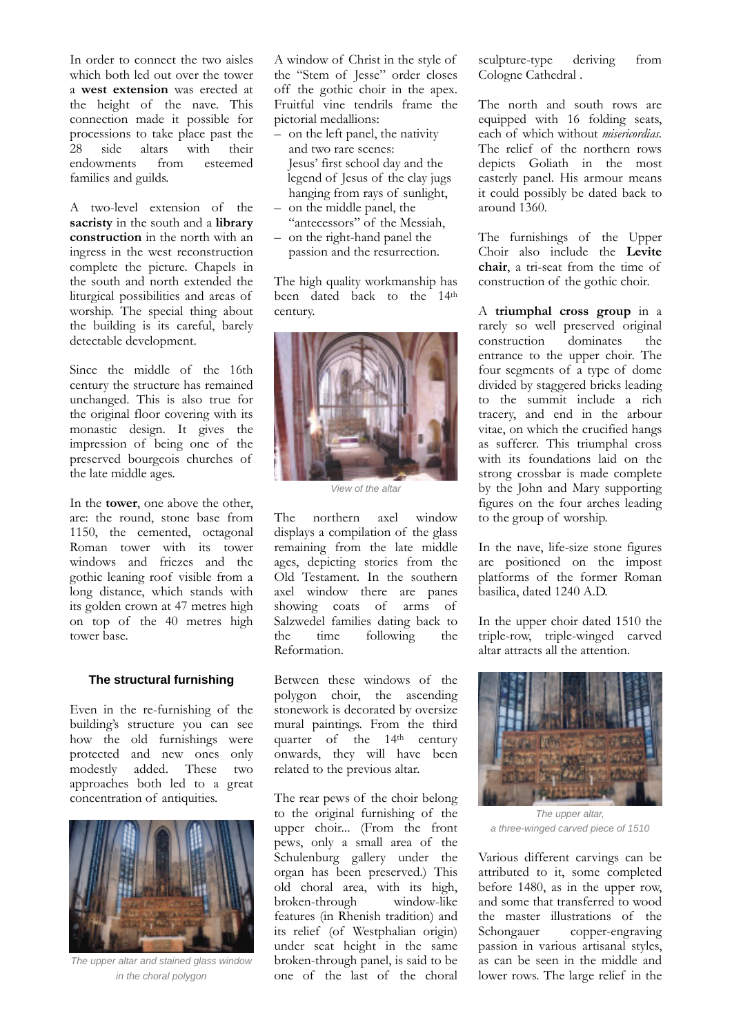In order to connect the two aisles which both led out over the tower a **west extension** was erected at the height of the nave. This connection made it possible for processions to take place past the 28 side altars with their endowments from esteemed families and guilds.

A two-level extension of the **sacristy** in the south and a **library construction** in the north with an ingress in the west reconstruction complete the picture. Chapels in the south and north extended the liturgical possibilities and areas of worship. The special thing about the building is its careful, barely detectable development.

Since the middle of the 16th century the structure has remained unchanged. This is also true for the original floor covering with its monastic design. It gives the impression of being one of the preserved bourgeois churches of the late middle ages.

In the **tower**, one above the other, are: the round, stone base from 1150, the cemented, octagonal Roman tower with its tower windows and friezes and the gothic leaning roof visible from a long distance, which stands with its golden crown at 47 metres high on top of the 40 metres high tower base.

### The structural furnishing

Even in the re-furnishing of the building's structure you can see how the old furnishings were protected and new ones only modestly added. These two approaches both led to a great concentration of antiquities.

The upper altar and stained glass window in the choral polygon

A window of Christ in the style of the "Stem of Jesse" order closes off the gothic choir in the apex. Fruitful vine tendrils frame the pictorial medallions:

- on the left panel, the nativity and two rare scenes: Jesus' first school day and the legend of Jesus of the clay jugs hanging from rays of sunlight,
- on the middle panel, the "antecessors" of the Messiah,
- on the right-hand panel the passion and the resurrection.

The high quality workmanship has been dated back to the 14th century.

View of the altar

The northern axel window displays a compilation of the glass remaining from the late middle ages, depicting stories from the Old Testament. In the southern axel window there are panes showing coats of arms of Salzwedel families dating back to the time following the Reformation.

Between these windows of the polygon choir, the ascending stonework is decorated by oversize mural paintings. From the third quarter of the 14th century onwards, they will have been related to the previous altar.

The rear pews of the choir belong to the original furnishing of the upper choir... (From the front pews, only a small area of the Schulenburg gallery under the organ has been preserved.) This old choral area, with its high, broken-through window-like features (in Rhenish tradition) and its relief (of Westphalian origin) under seat height in the same broken-through panel, is said to be one of the last of the choral sculpture-type deriving from Cologne Cathedral .

The north and south rows are equipped with 16 folding seats, each of which without *misericordias*. The relief of the northern rows depicts Goliath in the most easterly panel. His armour means it could possibly be dated back to around 1360.

The furnishings of the Upper Choir also include the **Levite chair**, a tri-seat from the time of construction of the gothic choir.

A **triumphal cross group** in a rarely so well preserved original construction dominates the entrance to the upper choir. The four segments of a type of dome divided by staggered bricks leading to the summit include a rich tracery, and end in the arbour vitae, on which the crucified hangs as sufferer. This triumphal cross with its foundations laid on the strong crossbar is made complete by the John and Mary supporting figures on the four arches leading to the group of worship.

In the nave, life-size stone figures are positioned on the impost platforms of the former Roman basilica, dated 1240 A.D.

In the upper choir dated 1510 the triple-row, triple-winged carved altar attracts all the attention.

The upper altar, a three-winged carved piece of 1510

Various different carvings can be attributed to it, some completed before 1480, as in the upper row, and some that transferred to wood the master illustrations of the Schongauer copper-engraving passion in various artisanal styles, as can be seen in the middle and lower rows. The large relief in the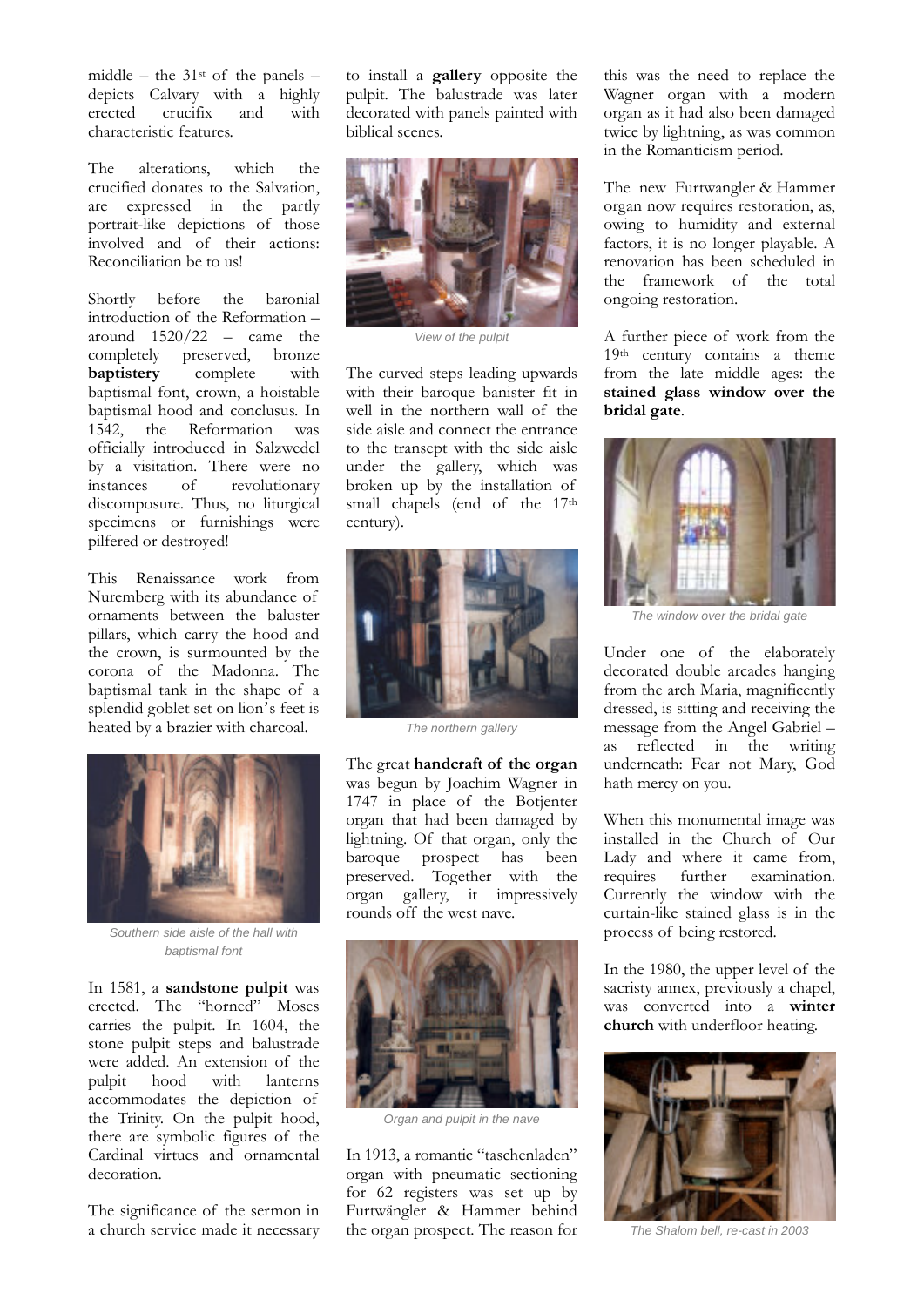middle – the 31st of the panels – depicts Calvary with a highly erected crucifix and with characteristic features.

The alterations, which the crucified donates to the Salvation, are expressed in the partly portrait-like depictions of those involved and of their actions: Reconciliation be to us!

Shortly before the baronial introduction of the Reformation – around 1520/22 – came the completely preserved, bronze **baptistery** complete with baptismal font, crown, a hoistable baptismal hood and conclusus. In 1542, the Reformation was officially introduced in Salzwedel by a visitation. There were no instances of revolutionary discomposure. Thus, no liturgical specimens or furnishings were pilfered or destroyed!

This Renaissance work from Nuremberg with its abundance of ornaments between the baluster pillars, which carry the hood and the crown, is surmounted by the corona of the Madonna. The baptismal tank in the shape of a splendid goblet set on lion's feet is heated by a brazier with charcoal.

Southern side aisle of the hall with baptismal font

In 1581, a **sandstone pulpit** was erected. The "horned" Moses carries the pulpit. In 1604, the stone pulpit steps and balustrade were added. An extension of the pulpit hood with lanterns accommodates the depiction of the Trinity. On the pulpit hood, there are symbolic figures of the Cardinal virtues and ornamental decoration.

The significance of the sermon in a church service made it necessary to install a **gallery** opposite the pulpit. The balustrade was later decorated with panels painted with biblical scenes.

View of the pulpit

The curved steps leading upwards with their baroque banister fit in well in the northern wall of the side aisle and connect the entrance to the transept with the side aisle under the gallery, which was broken up by the installation of small chapels (end of the 17th century).

The northern gallery

The great **handcraft of the organ** was begun by Joachim Wagner in 1747 in place of the Botjenter organ that had been damaged by lightning. Of that organ, only the baroque prospect has been preserved. Together with the organ gallery, it impressively rounds off the west nave.

Organ and pulpit in the nave

In 1913, a romantic "taschenladen" organ with pneumatic sectioning for 62 registers was set up by Furtwängler & Hammer behind the organ prospect. The reason for this was the need to replace the Wagner organ with a modern organ as it had also been damaged twice by lightning, as was common in the Romanticism period.

The new Furtwangler & Hammer organ now requires restoration, as, owing to humidity and external factors, it is no longer playable. A renovation has been scheduled in the framework of the total ongoing restoration.

A further piece of work from the 19th century contains a theme from the late middle ages: the **stained glass window over the bridal gate**.

The window over the bridal gate

Under one of the elaborately decorated double arcades hanging from the arch Maria, magnificently dressed, is sitting and receiving the message from the Angel Gabriel – as reflected in the writing underneath: Fear not Mary, God hath mercy on you.

When this monumental image was installed in the Church of Our Lady and where it came from, requires further examination. Currently the window with the curtain-like stained glass is in the process of being restored.

In the 1980, the upper level of the sacristy annex, previously a chapel, was converted into a **winter church** with underfloor heating.

The Shalom bell, re-cast in 2003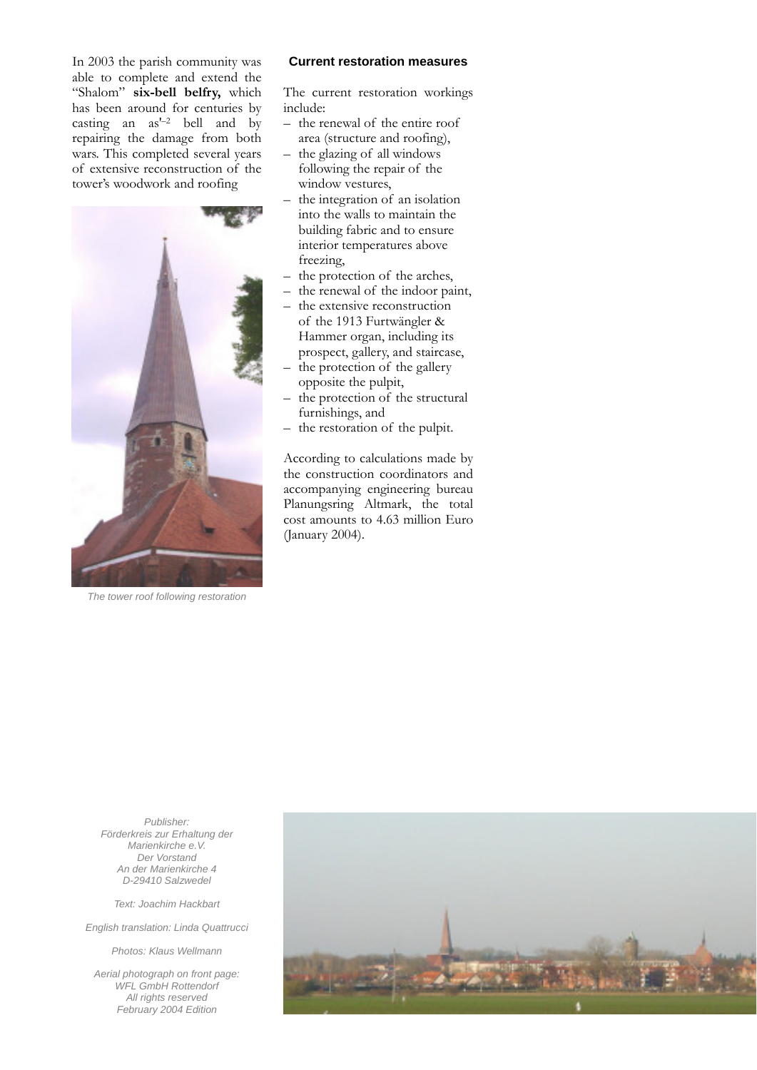In 2003 the parish community was able to complete and extend the "Shalom" **six-bell belfry,** which has been around for centuries by casting an as'–2 bell and by repairing the damage from both wars. This completed several years of extensive reconstruction of the tower's woodwork and roofing

*The tower roof following restoration*

## Current restoration measures

The current restoration workings include:

- the renewal of the entire roof area (structure and roofing),
- the glazing of all windows following the repair of the window vestures,
- the integration of an isolation into the walls to maintain the building fabric and to ensure interior temperatures above freezing,
- the protection of the arches,
- the renewal of the indoor paint,
- the extensive reconstruction of the 1913 Furtwängler & Hammer organ, including its prospect, gallery, and staircase,
- the protection of the gallery opposite the pulpit,
- the protection of the structural furnishings, and
- the restoration of the pulpit.

According to calculations made by the construction coordinators and accompanying engineering bureau Planungsring Altmark, the total cost amounts to 4.63 million Euro (January 2004).

*Publisher:*
*Förderkreis zur Erhaltung der Marienkirche e.V.*
*Der Vorstand*
*An der Marienkirche 4*
*D-29410 Salzwedel*

*Text: Joachim Hackbart*

*English translation: Linda Quattrucci*

*Photos: Klaus Wellmann*

*Aerial photograph on front page:*
*WFL GmbH Rottendorf*
*All rights reserved*
*February 2004 Edition*